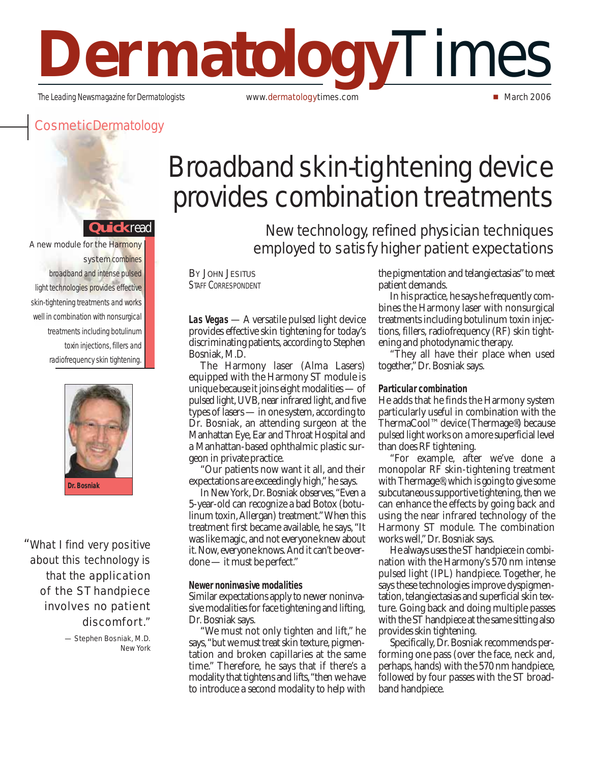# Dermatology Times

The Leading Newsmagazine for Dermatologists — www.dermatologytimes.com — March 2006

## Cosmetic Dermatology

# Broadband skin-tightening device provides combination treatments

### New technology, refined physician techniques employed to satisfy higher patient expectations

**Quick read**

A new module for the Harmony system combines broadband and intense pulsed light technologies provides effective skin-tightening treatments and works well in combination with nonsurgical treatments including botulinum toxin injections, fillers and radiofrequency skin tightening.

**Dr. Bosniak**

"What I find very positive about this technology is that the application of the ST handpiece involves no patient discomfort."

— Stephen Bosniak, M.D.
New York

BY JOHN JESITUS
STAFF CORRESPONDENT

***Las Vegas*** — A versatile pulsed light device provides effective skin tightening for today's discriminating patients, according to Stephen Bosniak, M.D.

The Harmony laser (Alma Lasers) equipped with the Harmony ST module is unique because it joins eight modalities — of pulsed light, UVB, near infrared light, and five types of lasers — in one system, according to Dr. Bosniak, an attending surgeon at the Manhattan Eye, Ear and Throat Hospital and a Manhattan-based ophthalmic plastic surgeon in private practice.

"Our patients now want it all, and their expectations are exceedingly high," he says.

In New York, Dr. Bosniak observes, "Even a 5-year-old can recognize a bad Botox (botulinum toxin, Allergan) treatment." When this treatment first became available, he says, "It was like magic, and not everyone knew about it. Now, everyone knows. And it can't be overdone — it must be perfect."

#### Newer noninvasive modalities

Similar expectations apply to newer noninvasive modalities for face tightening and lifting, Dr. Bosniak says.

"We must not only tighten and lift," he says, "but we must treat skin texture, pigmentation and broken capillaries at the same time." Therefore, he says that if there's a modality that tightens and lifts, "then we have to introduce a second modality to help with the pigmentation and telangiectasias" to meet patient demands.

In his practice, he says he frequently combines the Harmony laser with nonsurgical treatments including botulinum toxin injections, fillers, radiofrequency (RF) skin tightening and photodynamic therapy.

"They all have their place when used together," Dr. Bosniak says.

#### Particular combination

He adds that he finds the Harmony system particularly useful in combination with the ThermaCool™ device (Thermage®) because pulsed light works on a more superficial level than does RF tightening.

"For example, after we've done a monopolar RF skin-tightening treatment with Thermage®, which is going to give some subcutaneous supportive tightening, then we can enhance the effects by going back and using the near infrared technology of the Harmony ST module. The combination works well," Dr. Bosniak says.

He always uses the ST handpiece in combination with the Harmony's 570 nm intense pulsed light (IPL) handpiece. Together, he says these technologies improve dyspigmentation, telangiectasias and superficial skin texture. Going back and doing multiple passes with the ST handpiece at the same sitting also provides skin tightening.

Specifically, Dr. Bosniak recommends performing one pass (over the face, neck and, perhaps, hands) with the 570 nm handpiece, followed by four passes with the ST broadband handpiece.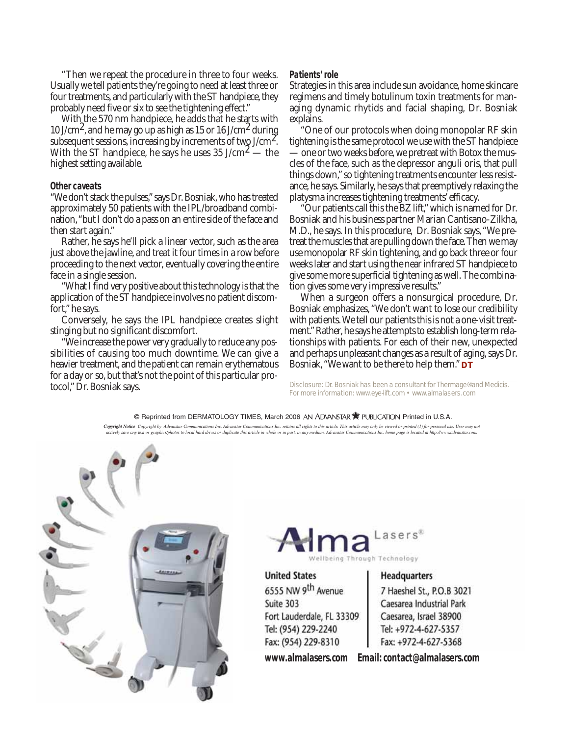"Then we repeat the procedure in three to four weeks. Usually we tell patients they're going to need at least three or four treatments, and particularly with the ST handpiece, they probably need five or six to see the tightening effect."

With the 570 nm handpiece, he adds that he starts with 10 J/cm$^2$, and he may go up as high as 15 or 16 J/cm$^2$ during subsequent sessions, increasing by increments of two J/cm$^2$. With the ST handpiece, he says he uses 35 J/cm$^2$ — the highest setting available.

### Other caveats

"We don't stack the pulses," says Dr. Bosniak, who has treated approximately 50 patients with the IPL/broadband combination, "but I don't do a pass on an entire side of the face and then start again."

Rather, he says he'll pick a linear vector, such as the area just above the jawline, and treat it four times in a row before proceeding to the next vector, eventually covering the entire face in a single session.

"What I find very positive about this technology is that the application of the ST handpiece involves no patient discomfort," he says.

Conversely, he says the IPL handpiece creates slight stinging but no significant discomfort.

"We increase the power very gradually to reduce any possibilities of causing too much downtime. We can give a heavier treatment, and the patient can remain erythematous for a day or so, but that's not the point of this particular protocol," Dr. Bosniak says.

### Patients' role

Strategies in this area include sun avoidance, home skincare regimens and timely botulinum toxin treatments for managing dynamic rhytids and facial shaping, Dr. Bosniak explains.

"One of our protocols when doing monopolar RF skin tightening is the same protocol we use with the ST handpiece — one or two weeks before, we pretreat with Botox the muscles of the face, such as the depressor anguli oris, that pull things down," so tightening treatments encounter less resistance, he says. Similarly, he says that preemptively relaxing the platysma increases tightening treatments' efficacy.

"Our patients call this the BZ lift," which is named for Dr. Bosniak and his business partner Marian Cantisano-Zilkha, M.D., he says. In this procedure, Dr. Bosniak says, "We pretreat the muscles that are pulling down the face. Then we may use monopolar RF skin tightening, and go back three or four weeks later and start using the near infrared ST handpiece to give some more superficial tightening as well. The combination gives some very impressive results."

When a surgeon offers a nonsurgical procedure, Dr. Bosniak emphasizes, "We don't want to lose our credibility with patients. We tell our patients this is not a one-visit treatment." Rather, he says he attempts to establish long-term relationships with patients. For each of their new, unexpected and perhaps unpleasant changes as a result of aging, says Dr. Bosniak, "We want to be there to help them." **DT**

*Disclosure: Dr. Bosniak has been a consultant for Thermage® and Medicis.*
*For more information: www.eye-lift.com • www.almalasers.com*

© Reprinted from DERMATOLOGY TIMES, March 2006 AN ADVANSTAR PUBLICATION Printed in U.S.A.

*Copyright Notice Copyright by Advanstar Communications Inc. Advanstar Communications Inc. retains all rights to this article. This article may only be viewed or printed (1) for personal use. User may not actively save any text or graphics/photos to local hard drives or duplicate this article in whole or in part, in any medium. Advanstar Communications Inc. home page is located at http://www.advanstar.com.*

**Alma Lasers®**
Wellbeing Through Technology

**United States**
6555 NW 9th Avenue
Suite 303
Fort Lauderdale, FL 33309
Tel: (954) 229-2240
Fax: (954) 229-8310

**Headquarters**
7 Haeshel St., P.O.B 3021
Caesarea Industrial Park
Caesarea, Israel 38900
Tel: +972-4-627-5357
Fax: +972-4-627-5368

**www.almalasers.com** **Email: contact@almalasers.com**